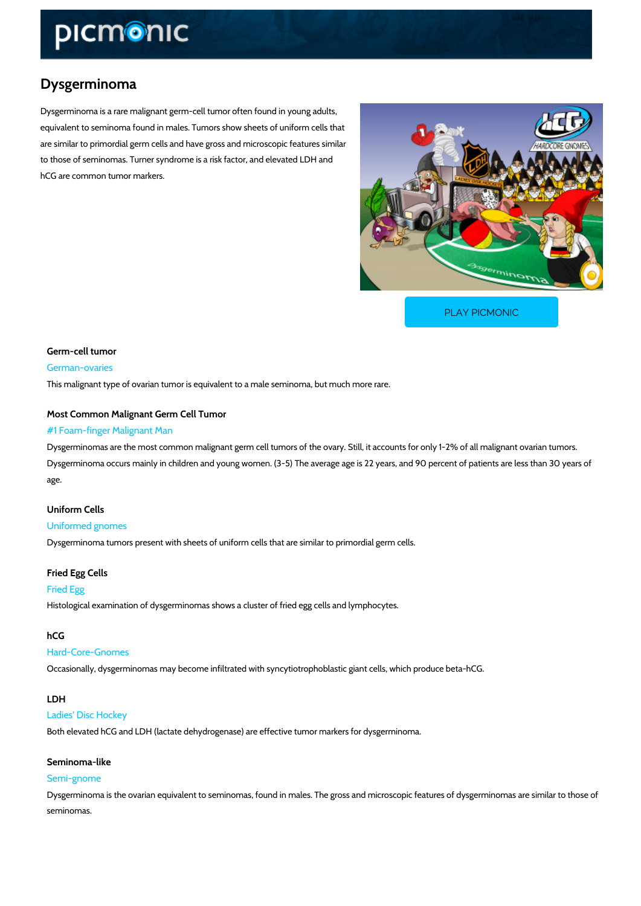# Dysgerminoma

Dysgerminoma is a rare malignant germ-cell tumor often found in young adults, equivalent to seminoma found in males. Tumors show sheets of uniform cells that are similar to primordial germ cells and have gross and microscopic features similar to those of seminomas. Turner syndrome is a risk factor, and elevated LDH and hCG are common tumor markers.

PLAY PICMONIC

### Germ-cell tumor

German-ovaries

This malignant type of ovarian tumor is equivalent to a male seminoma, but much more rare.

### Most Common Malignant Germ Cell Tumor

#1 Foam-finger Malignant Man

Dysgerminomas are the most common malignant germ cell tumors of the ovary. Still, it accounts for only 1-2% of all malignant ovarian tumors. Dysgerminoma occurs mainly in children and young women. (3-5) The average age is 22 years, and 90 percent of patients are less than 30 years of age.

### Uniform Cells

Uniformed gnomes

Dysgerminoma tumors present with sheets of uniform cells that are similar to primordial germ cells.

### Fried Egg Cells

Fried Egg

Histological examination of dysgerminomas shows a cluster of fried egg cells and lymphocytes.

### hCG

Hard-Core-Gnomes

Occasionally, dysgerminomas may become infiltrated with syncytiotrophoblastic giant cells, which produce beta-hCG.

### LDH

Ladies' Disc Hockey

Both elevated hCG and LDH (lactate dehydrogenase) are effective tumor markers for dysgerminoma.

### Seminoma-like

Semi-gnome

Dysgerminoma is the ovarian equivalent to seminomas, found in males. The gross and microscopic features of dysgerminomas are similar to those of seminomas.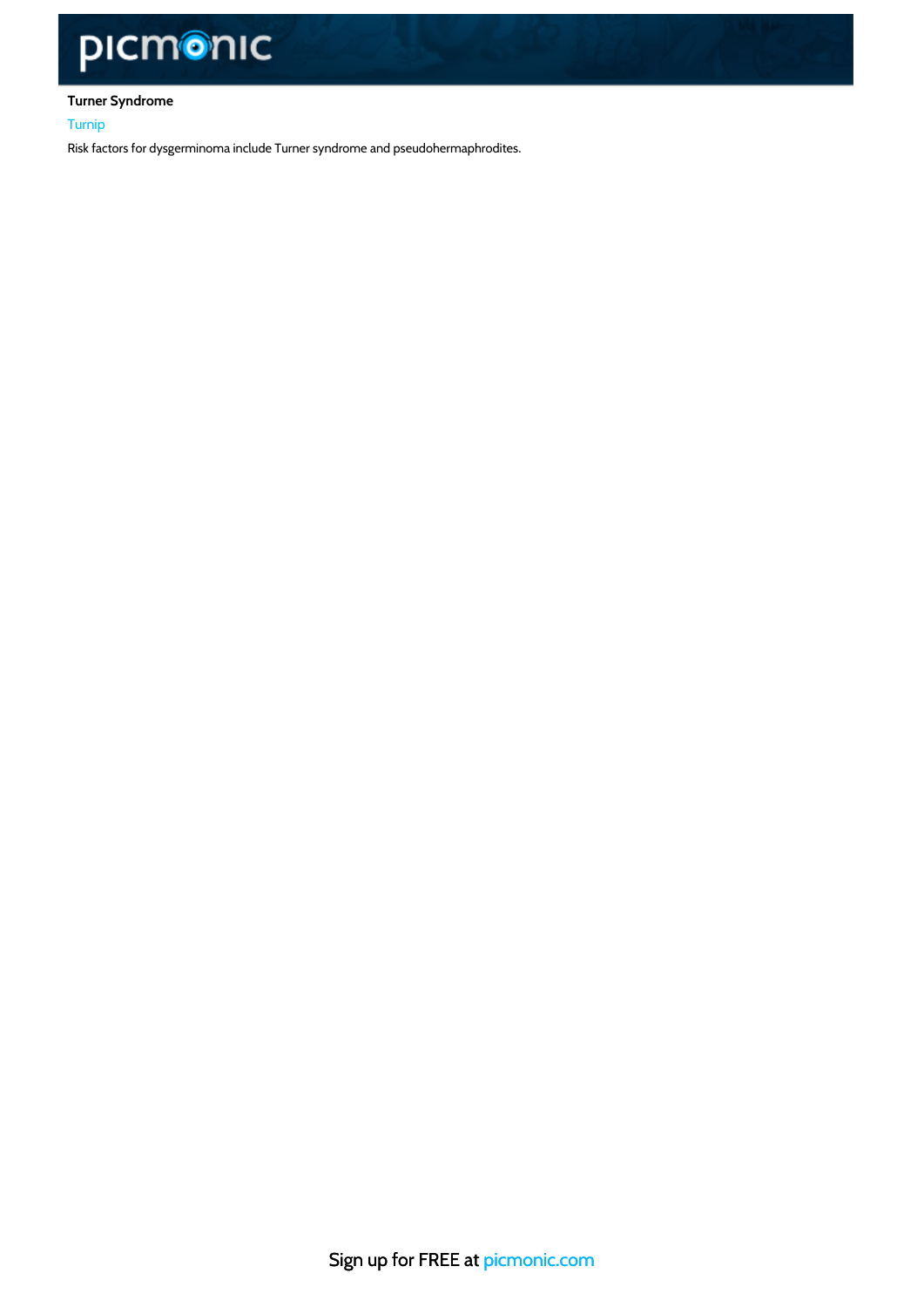**Turner Syndrome**

Turnip

Risk factors for dysgerminoma include Turner syndrome and pseudohermaphrodites.